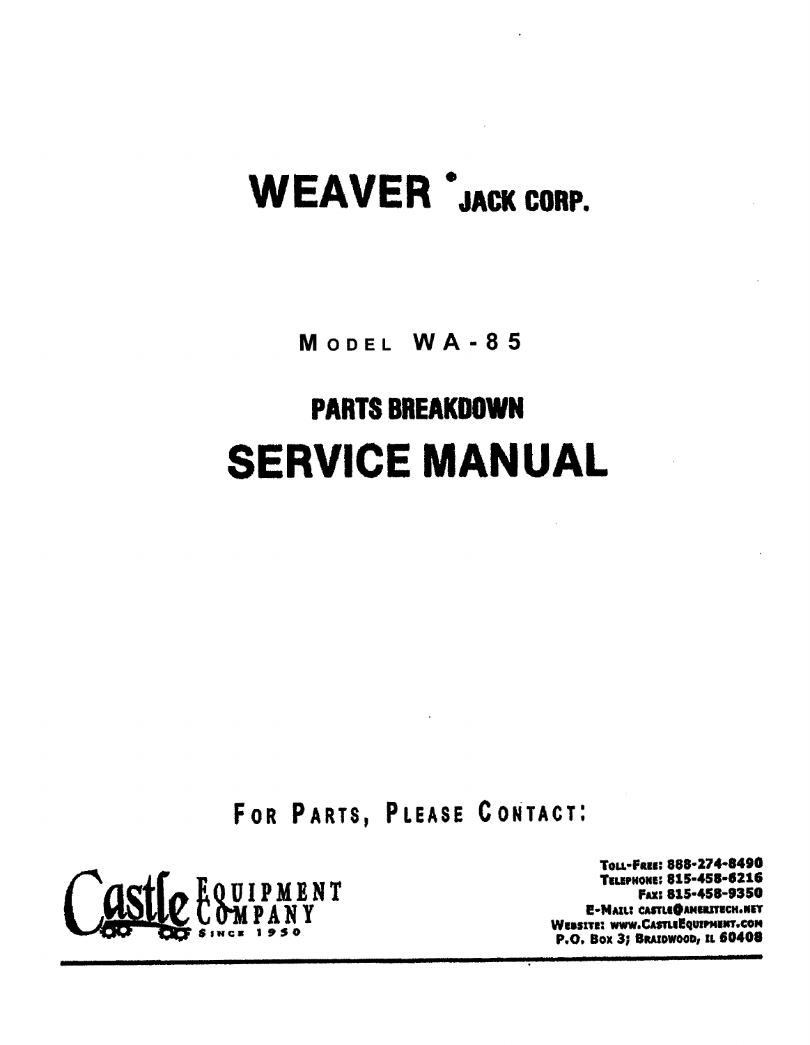# WEAVER® JACK CORP.

## MODEL WA-85

## PARTS BREAKDOWN

# SERVICE MANUAL

FOR PARTS, PLEASE CONTACT:

Castle Equipment Company
Since 1950

Toll-Free: 888-274-8490
Telephone: 815-458-6216
Fax: 815-458-9350
E-Mail: castle@ameritech.net
Website: www.CastleEquipment.com
P.O. Box 3; Braidwood, IL 60408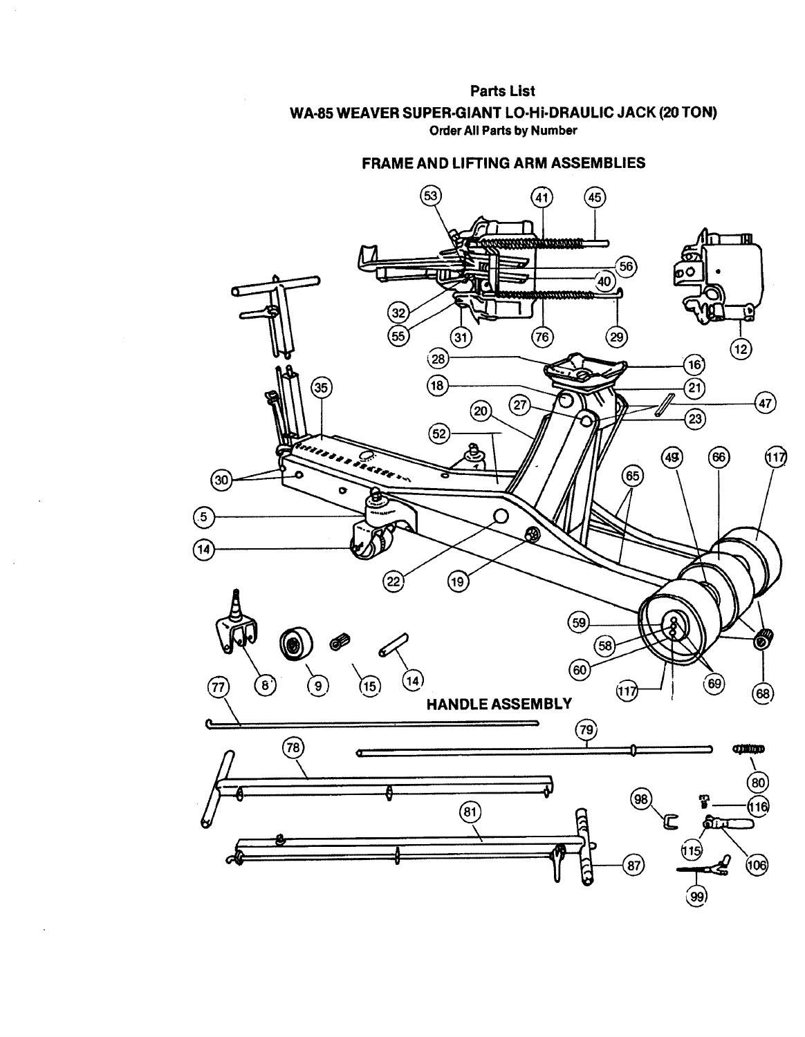# Parts List

## WA-85 WEAVER SUPER-GIANT LO-Hi-DRAULIC JACK (20 TON)

**Order All Parts by Number**

### FRAME AND LIFTING ARM ASSEMBLIES

### HANDLE ASSEMBLY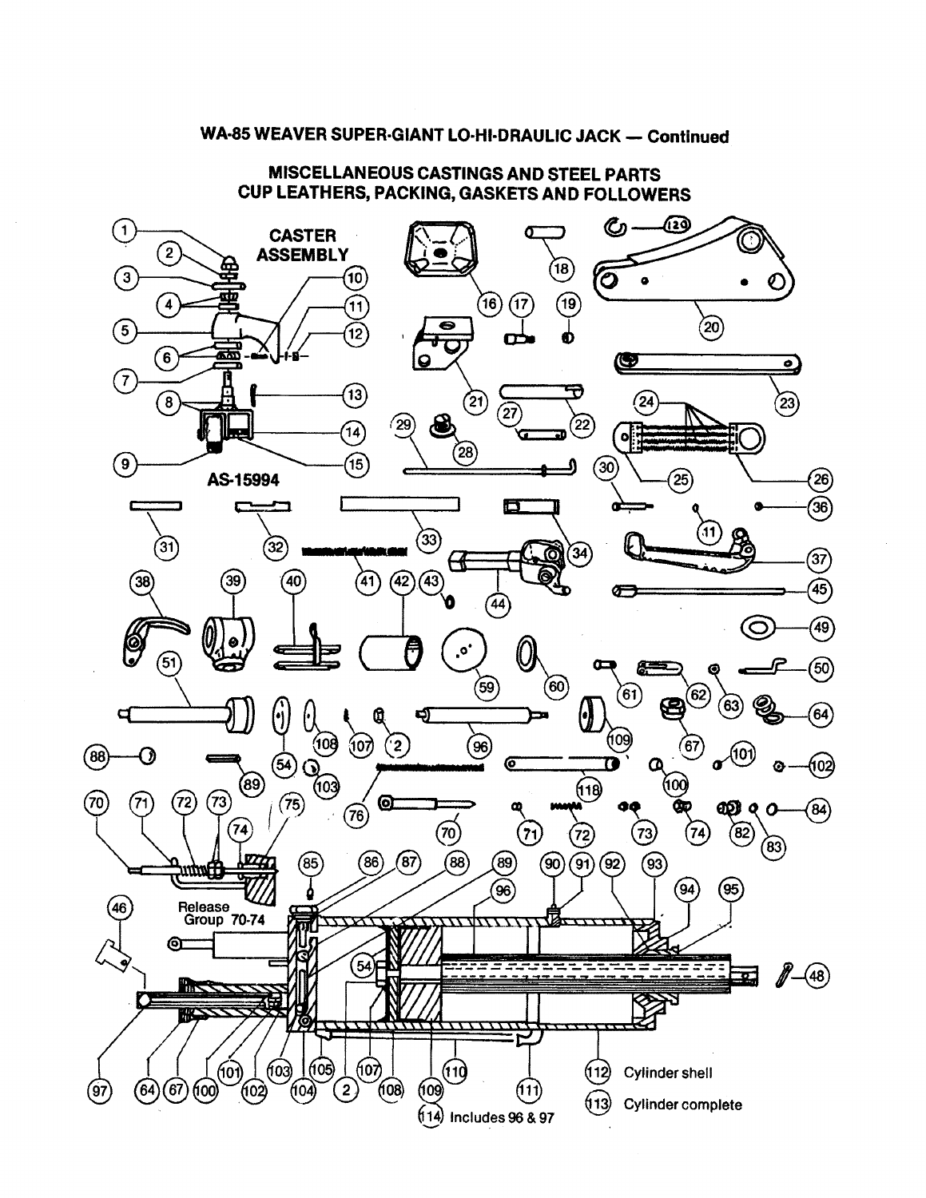# WA-85 WEAVER SUPER-GIANT LO-HI-DRAULIC JACK — Continued

## MISCELLANEOUS CASTINGS AND STEEL PARTS
## CUP LEATHERS, PACKING, GASKETS AND FOLLOWERS

CASTER ASSEMBLY

AS-15994

Release Group 70-74

112 Cylinder shell

113 Cylinder complete

114 Includes 96 & 97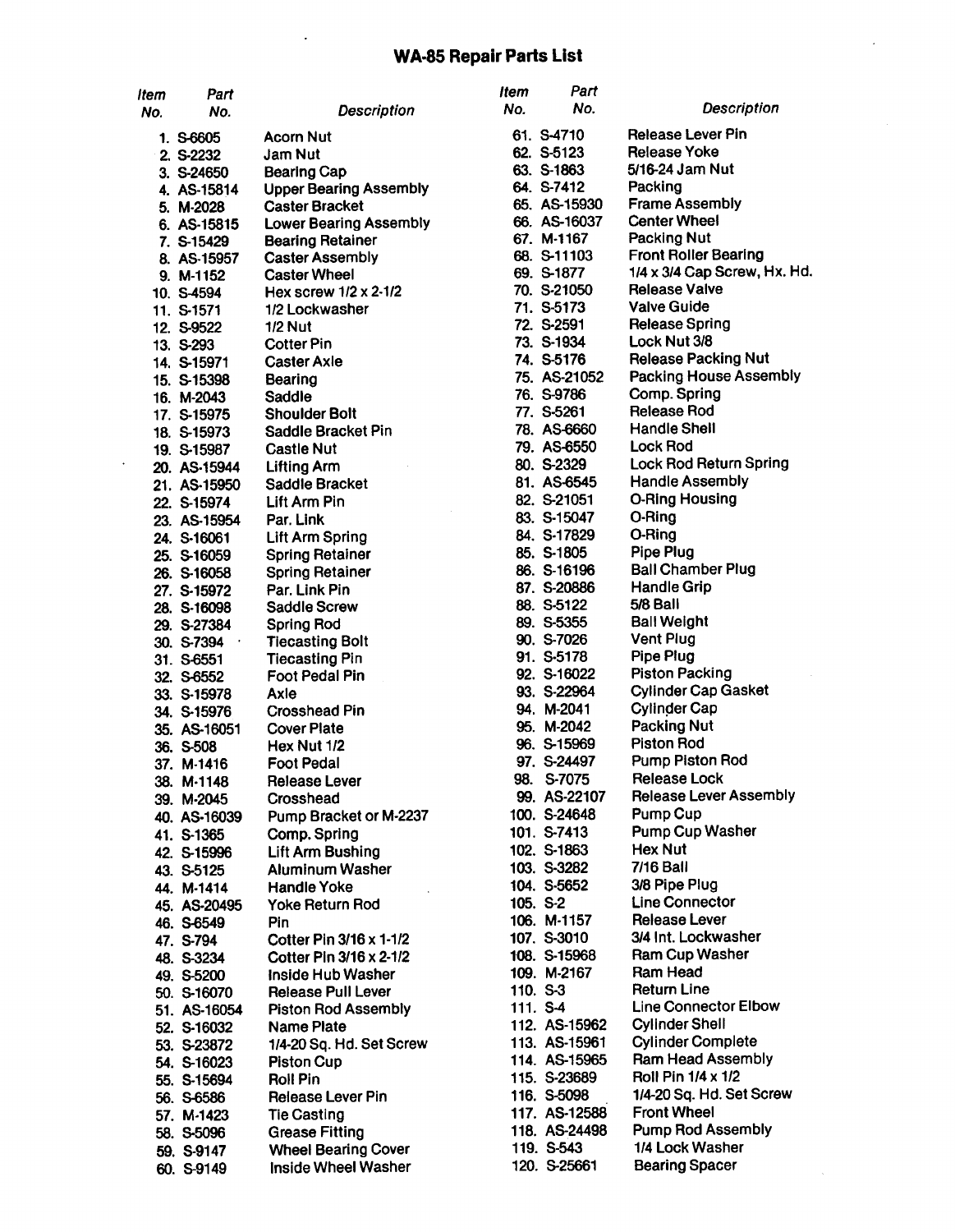# WA-85 Repair Parts List

| Item No. | Part No. | Description |
|---|---|---|
| 1. | S-6605 | Acorn Nut |
| 2. | S-2232 | Jam Nut |
| 3. | S-24650 | Bearing Cap |
| 4. | AS-15814 | Upper Bearing Assembly |
| 5. | M-2028 | Caster Bracket |
| 6. | AS-15815 | Lower Bearing Assembly |
| 7. | S-15429 | Bearing Retainer |
| 8. | AS-15957 | Caster Assembly |
| 9. | M-1152 | Caster Wheel |
| 10. | S-4594 | Hex screw 1/2 x 2-1/2 |
| 11. | S-1571 | 1/2 Lockwasher |
| 12. | S-9522 | 1/2 Nut |
| 13. | S-293 | Cotter Pin |
| 14. | S-15971 | Caster Axle |
| 15. | S-15398 | Bearing |
| 16. | M-2043 | Saddle |
| 17. | S-15975 | Shoulder Bolt |
| 18. | S-15973 | Saddle Bracket Pin |
| 19. | S-15987 | Castle Nut |
| 20. | AS-15944 | Lifting Arm |
| 21. | AS-15950 | Saddle Bracket |
| 22. | S-15974 | Lift Arm Pin |
| 23. | AS-15954 | Par. Link |
| 24. | S-16061 | Lift Arm Spring |
| 25. | S-16059 | Spring Retainer |
| 26. | S-16058 | Spring Retainer |
| 27. | S-15972 | Par. Link Pin |
| 28. | S-16098 | Saddle Screw |
| 29. | S-27384 | Spring Rod |
| 30. | S-7394 | Tiecasting Bolt |
| 31. | S-6551 | Tiecasting Pin |
| 32. | S-6552 | Foot Pedal Pin |
| 33. | S-15978 | Axle |
| 34. | S-15976 | Crosshead Pin |
| 35. | AS-16051 | Cover Plate |
| 36. | S-508 | Hex Nut 1/2 |
| 37. | M-1416 | Foot Pedal |
| 38. | M-1148 | Release Lever |
| 39. | M-2045 | Crosshead |
| 40. | AS-16039 | Pump Bracket or M-2237 |
| 41. | S-1365 | Comp. Spring |
| 42. | S-15996 | Lift Arm Bushing |
| 43. | S-5125 | Aluminum Washer |
| 44. | M-1414 | Handle Yoke |
| 45. | AS-20495 | Yoke Return Rod |
| 46. | S-6549 | Pin |
| 47. | S-794 | Cotter Pin 3/16 x 1-1/2 |
| 48. | S-3234 | Cotter Pin 3/16 x 2-1/2 |
| 49. | S-5200 | Inside Hub Washer |
| 50. | S-16070 | Release Pull Lever |
| 51. | AS-16054 | Piston Rod Assembly |
| 52. | S-16032 | Name Plate |
| 53. | S-23872 | 1/4-20 Sq. Hd. Set Screw |
| 54. | S-16023 | Piston Cup |
| 55. | S-15694 | Roll Pin |
| 56. | S-6586 | Release Lever Pin |
| 57. | M-1423 | Tie Casting |
| 58. | S-5096 | Grease Fitting |
| 59. | S-9147 | Wheel Bearing Cover |
| 60. | S-9149 | Inside Wheel Washer |
| 61. | S-4710 | Release Lever Pin |
| 62. | S-5123 | Release Yoke |
| 63. | S-1863 | 5/16-24 Jam Nut |
| 64. | S-7412 | Packing |
| 65. | AS-15930 | Frame Assembly |
| 66. | AS-16037 | Center Wheel |
| 67. | M-1167 | Packing Nut |
| 68. | S-11103 | Front Roller Bearing |
| 69. | S-1877 | 1/4 x 3/4 Cap Screw, Hx. Hd. |
| 70. | S-21050 | Release Valve |
| 71. | S-5173 | Valve Guide |
| 72. | S-2591 | Release Spring |
| 73. | S-1934 | Lock Nut 3/8 |
| 74. | S-5176 | Release Packing Nut |
| 75. | AS-21052 | Packing House Assembly |
| 76. | S-9786 | Comp. Spring |
| 77. | S-5261 | Release Rod |
| 78. | AS-6660 | Handle Shell |
| 79. | AS-6550 | Lock Rod |
| 80. | S-2329 | Lock Rod Return Spring |
| 81. | AS-6545 | Handle Assembly |
| 82. | S-21051 | O-Ring Housing |
| 83. | S-15047 | O-Ring |
| 84. | S-17829 | O-Ring |
| 85. | S-1805 | Pipe Plug |
| 86. | S-16196 | Ball Chamber Plug |
| 87. | S-20886 | Handle Grip |
| 88. | S-5122 | 5/8 Ball |
| 89. | S-5355 | Ball Weight |
| 90. | S-7026 | Vent Plug |
| 91. | S-5178 | Pipe Plug |
| 92. | S-16022 | Piston Packing |
| 93. | S-22964 | Cylinder Cap Gasket |
| 94. | M-2041 | Cylinder Cap |
| 95. | M-2042 | Packing Nut |
| 96. | S-15969 | Piston Rod |
| 97. | S-24497 | Pump Piston Rod |
| 98. | S-7075 | Release Lock |
| 99. | AS-22107 | Release Lever Assembly |
| 100. | S-24648 | Pump Cup |
| 101. | S-7413 | Pump Cup Washer |
| 102. | S-1863 | Hex Nut |
| 103. | S-3282 | 7/16 Ball |
| 104. | S-5652 | 3/8 Pipe Plug |
| 105. | S-2 | Line Connector |
| 106. | M-1157 | Release Lever |
| 107. | S-3010 | 3/4 Int. Lockwasher |
| 108. | S-15968 | Ram Cup Washer |
| 109. | M-2167 | Ram Head |
| 110. | S-3 | Return Line |
| 111. | S-4 | Line Connector Elbow |
| 112. | AS-15962 | Cylinder Shell |
| 113. | AS-15961 | Cylinder Complete |
| 114. | AS-15965 | Ram Head Assembly |
| 115. | S-23689 | Roll Pin 1/4 x 1/2 |
| 116. | S-5098 | 1/4-20 Sq. Hd. Set Screw |
| 117. | AS-12588 | Front Wheel |
| 118. | AS-24498 | Pump Rod Assembly |
| 119. | S-543 | 1/4 Lock Washer |
| 120. | S-25661 | Bearing Spacer |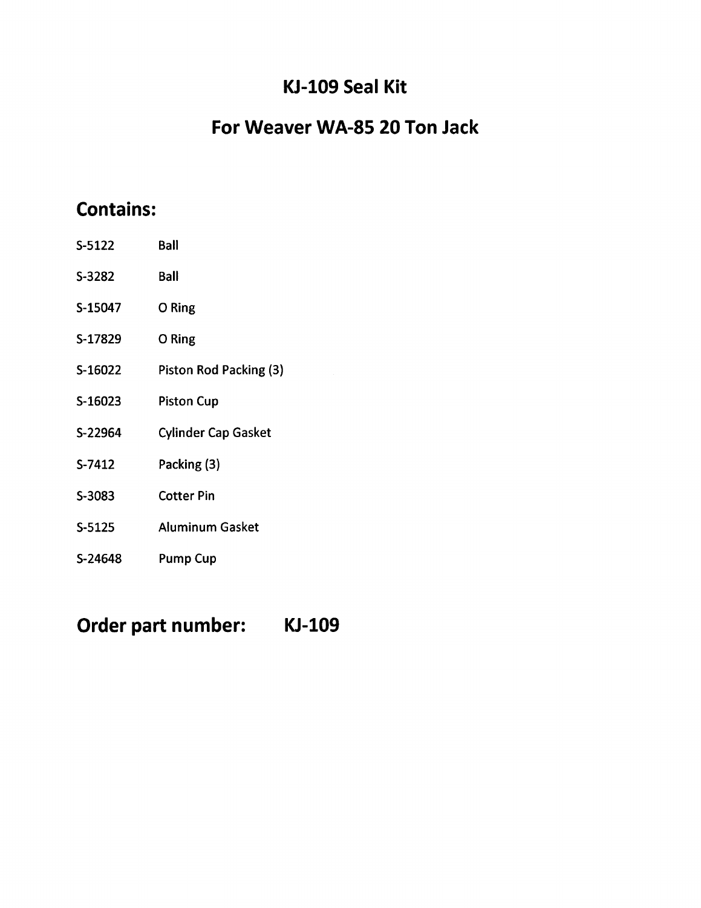# KJ-109 Seal Kit

# For Weaver WA-85 20 Ton Jack

## Contains:

| | |
|---|---|
| S-5122 | Ball |
| S-3282 | Ball |
| S-15047 | O Ring |
| S-17829 | O Ring |
| S-16022 | Piston Rod Packing (3) |
| S-16023 | Piston Cup |
| S-22964 | Cylinder Cap Gasket |
| S-7412 | Packing (3) |
| S-3083 | Cotter Pin |
| S-5125 | Aluminum Gasket |
| S-24648 | Pump Cup |

## Order part number: KJ-109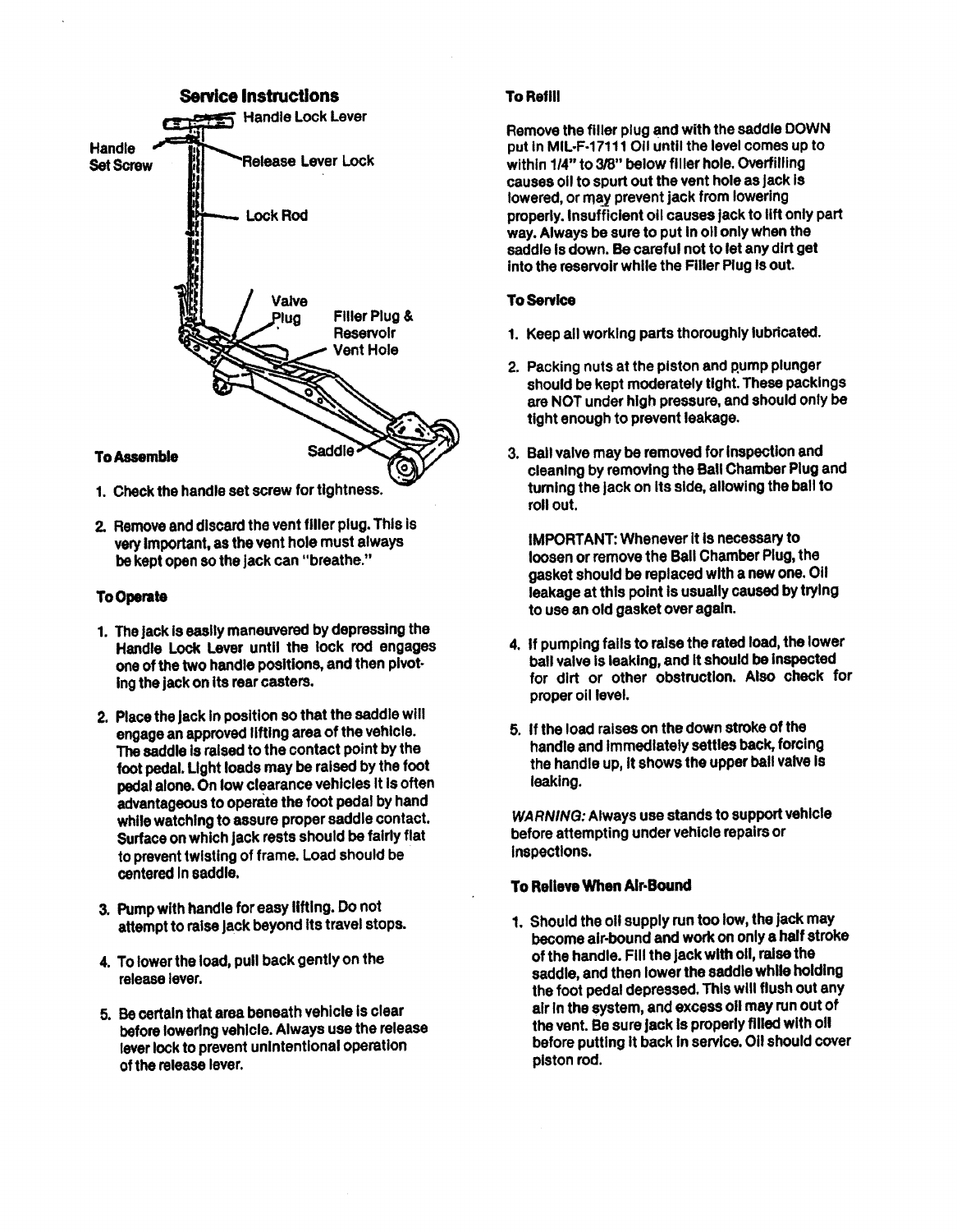## Service Instructions

Handle Lock Lever

Handle Set Screw

Release Lever Lock

Lock Rod

Valve Plug

Filler Plug & Reservoir Vent Hole

Saddle

### To Assemble

1. Check the handle set screw for tightness.
2. Remove and discard the vent filler plug. This is very important, as the vent hole must always be kept open so the jack can "breathe."

### To Operate

1. The jack is easily maneuvered by depressing the Handle Lock Lever until the lock rod engages one of the two handle positions, and then pivoting the jack on its rear casters.
2. Place the jack in position so that the saddle will engage an approved lifting area of the vehicle. The saddle is raised to the contact point by the foot pedal. Light loads may be raised by the foot pedal alone. On low clearance vehicles it is often advantageous to operate the foot pedal by hand while watching to assure proper saddle contact. Surface on which jack rests should be fairly flat to prevent twisting of frame. Load should be centered in saddle.
3. Pump with handle for easy lifting. Do not attempt to raise jack beyond its travel stops.
4. To lower the load, pull back gently on the release lever.
5. Be certain that area beneath vehicle is clear before lowering vehicle. Always use the release lever lock to prevent unintentional operation of the release lever.

### To Refill

Remove the filler plug and with the saddle DOWN put in MIL-F-17111 Oil until the level comes up to within 1/4" to 3/8" below filler hole. Overfilling causes oil to spurt out the vent hole as jack is lowered, or may prevent jack from lowering properly. Insufficient oil causes jack to lift only part way. Always be sure to put in oil only when the saddle is down. Be careful not to let any dirt get into the reservoir while the Filler Plug is out.

### To Service

1. Keep all working parts thoroughly lubricated.
2. Packing nuts at the piston and pump plunger should be kept moderately tight. These packings are NOT under high pressure, and should only be tight enough to prevent leakage.
3. Ball valve may be removed for inspection and cleaning by removing the Ball Chamber Plug and turning the jack on its side, allowing the ball to roll out.

   IMPORTANT: Whenever it is necessary to loosen or remove the Ball Chamber Plug, the gasket should be replaced with a new one. Oil leakage at this point is usually caused by trying to use an old gasket over again.
4. If pumping fails to raise the rated load, the lower ball valve is leaking, and it should be inspected for dirt or other obstruction. Also check for proper oil level.
5. If the load raises on the down stroke of the handle and immediately settles back, forcing the handle up, it shows the upper ball valve is leaking.

*WARNING:* Always use stands to support vehicle before attempting under vehicle repairs or inspections.

### To Relieve When Air-Bound

1. Should the oil supply run too low, the jack may become air-bound and work on only a half stroke of the handle. Fill the jack with oil, raise the saddle, and then lower the saddle while holding the foot pedal depressed. This will flush out any air in the system, and excess oil may run out of the vent. Be sure jack is properly filled with oil before putting it back in service. Oil should cover piston rod.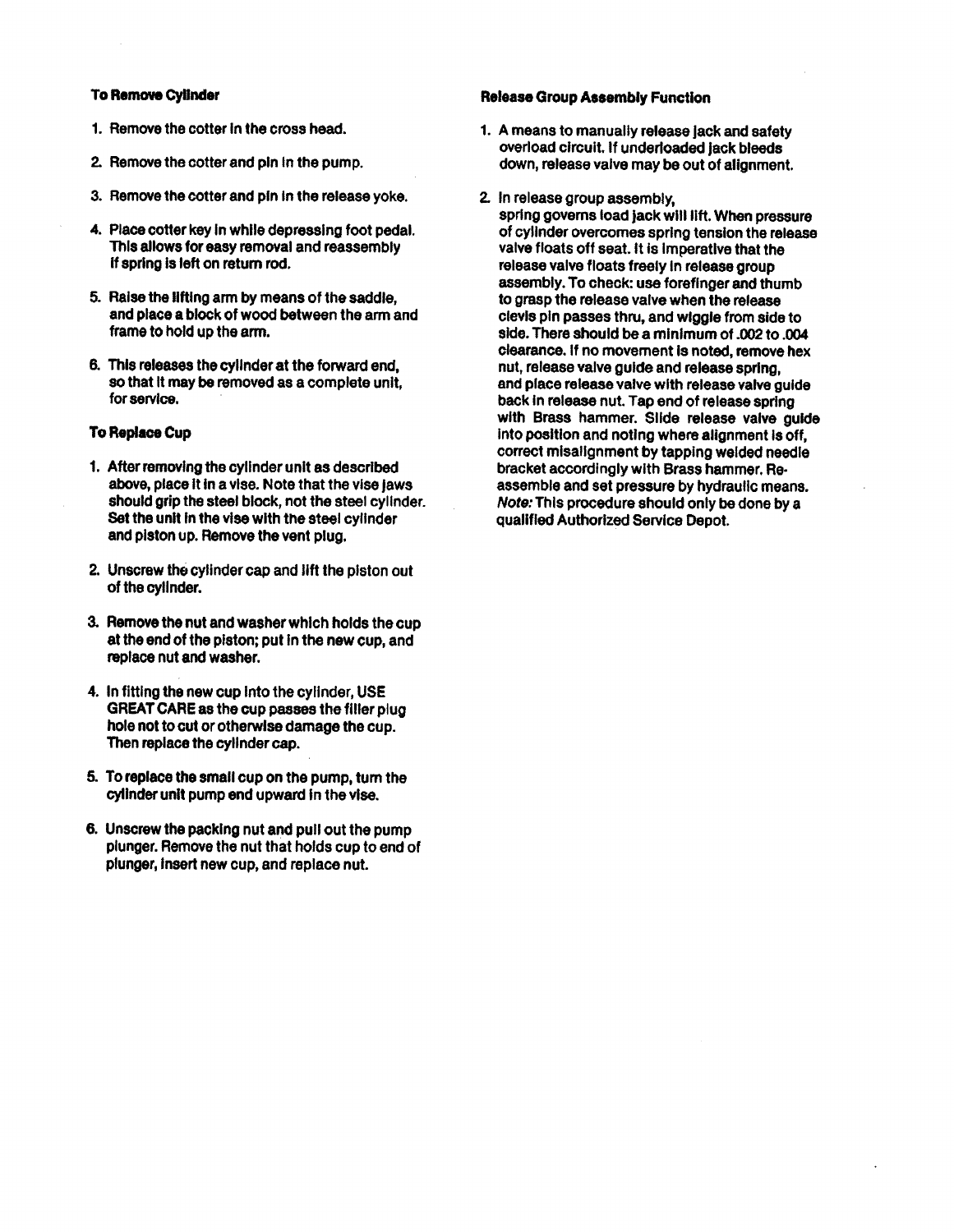**To Remove Cylinder**

1. Remove the cotter in the cross head.
2. Remove the cotter and pin in the pump.
3. Remove the cotter and pin in the release yoke.
4. Place cotter key in while depressing foot pedal. This allows for easy removal and reassembly if spring is left on return rod.
5. Raise the lifting arm by means of the saddle, and place a block of wood between the arm and frame to hold up the arm.
6. This releases the cylinder at the forward end, so that it may be removed as a complete unit, for service.

**To Replace Cup**

1. After removing the cylinder unit as described above, place it in a vise. Note that the vise jaws should grip the steel block, not the steel cylinder. Set the unit in the vise with the steel cylinder and piston up. Remove the vent plug.
2. Unscrew the cylinder cap and lift the piston out of the cylinder.
3. Remove the nut and washer which holds the cup at the end of the piston; put in the new cup, and replace nut and washer.
4. In fitting the new cup into the cylinder, USE GREAT CARE as the cup passes the filler plug hole not to cut or otherwise damage the cup. Then replace the cylinder cap.
5. To replace the small cup on the pump, turn the cylinder unit pump end upward in the vise.
6. Unscrew the packing nut and pull out the pump plunger. Remove the nut that holds cup to end of plunger, insert new cup, and replace nut.

**Release Group Assembly Function**

1. A means to manually release jack and safety overload circuit. If underloaded jack bleeds down, release valve may be out of alignment.
2. In release group assembly, spring governs load jack will lift. When pressure of cylinder overcomes spring tension the release valve floats off seat. It is imperative that the release valve floats freely in release group assembly. To check: use forefinger and thumb to grasp the release valve when the release clevis pin passes thru, and wiggle from side to side. There should be a minimum of .002 to .004 clearance. If no movement is noted, remove hex nut, release valve guide and release spring, and place release valve with release valve guide back in release nut. Tap end of release spring with Brass hammer. Slide release valve guide into position and noting where alignment is off, correct misalignment by tapping welded needle bracket accordingly with Brass hammer. Reassemble and set pressure by hydraulic means. *Note:* This procedure should only be done by a qualified Authorized Service Depot.